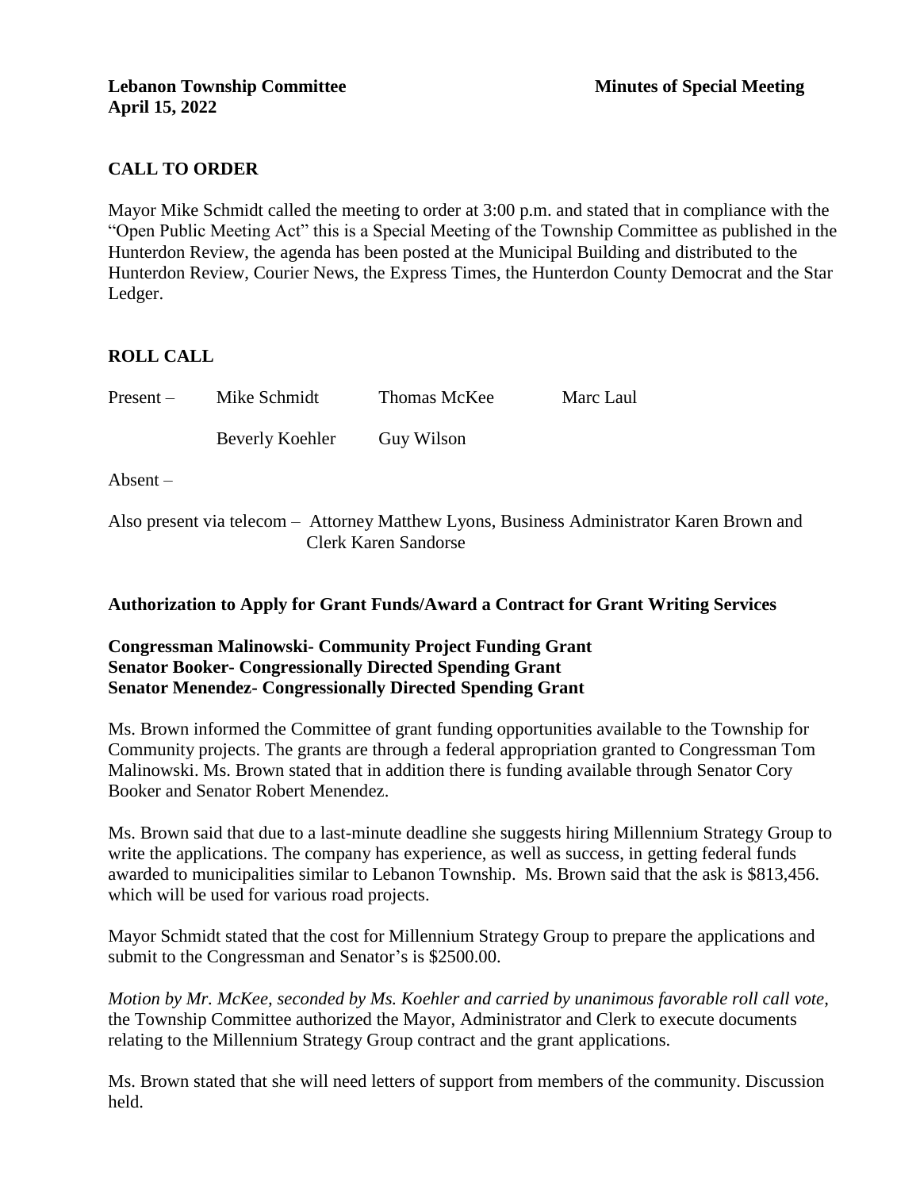**Lebanon Township Committee** **Minutes of Special Meeting**
**April 15, 2022**

## CALL TO ORDER

Mayor Mike Schmidt called the meeting to order at 3:00 p.m. and stated that in compliance with the "Open Public Meeting Act" this is a Special Meeting of the Township Committee as published in the Hunterdon Review, the agenda has been posted at the Municipal Building and distributed to the Hunterdon Review, Courier News, the Express Times, the Hunterdon County Democrat and the Star Ledger.

## ROLL CALL

Present – Mike Schmidt Thomas McKee Marc Laul

Beverly Koehler Guy Wilson

Absent –

Also present via telecom – Attorney Matthew Lyons, Business Administrator Karen Brown and Clerk Karen Sandorse

### Authorization to Apply for Grant Funds/Award a Contract for Grant Writing Services

**Congressman Malinowski- Community Project Funding Grant**
**Senator Booker- Congressionally Directed Spending Grant**
**Senator Menendez- Congressionally Directed Spending Grant**

Ms. Brown informed the Committee of grant funding opportunities available to the Township for Community projects. The grants are through a federal appropriation granted to Congressman Tom Malinowski. Ms. Brown stated that in addition there is funding available through Senator Cory Booker and Senator Robert Menendez.

Ms. Brown said that due to a last-minute deadline she suggests hiring Millennium Strategy Group to write the applications. The company has experience, as well as success, in getting federal funds awarded to municipalities similar to Lebanon Township. Ms. Brown said that the ask is $813,456. which will be used for various road projects.

Mayor Schmidt stated that the cost for Millennium Strategy Group to prepare the applications and submit to the Congressman and Senator's is $2500.00.

*Motion by Mr. McKee, seconded by Ms. Koehler and carried by unanimous favorable roll call vote,* the Township Committee authorized the Mayor, Administrator and Clerk to execute documents relating to the Millennium Strategy Group contract and the grant applications.

Ms. Brown stated that she will need letters of support from members of the community. Discussion held.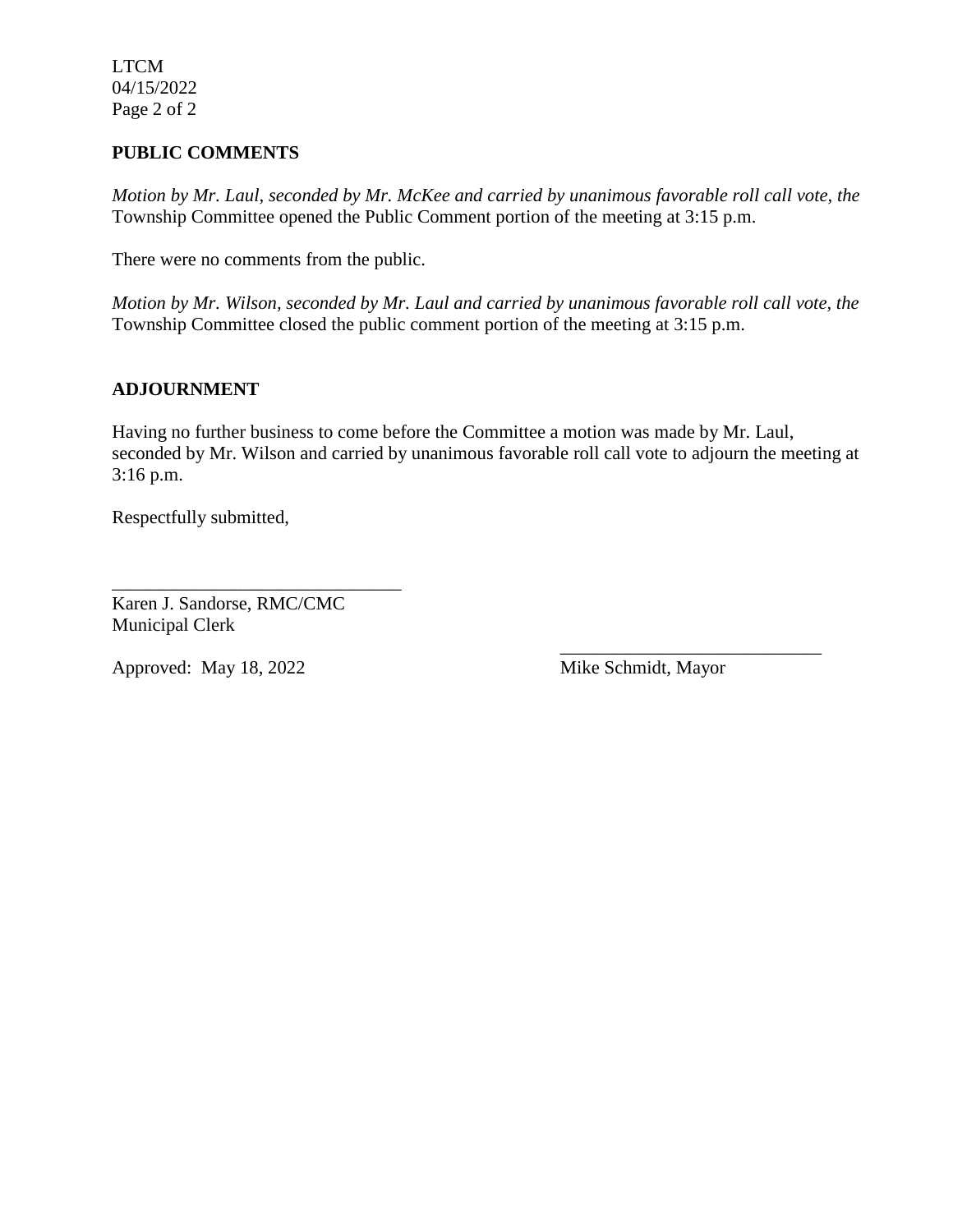## PUBLIC COMMENTS

*Motion by Mr. Laul, seconded by Mr. McKee and carried by unanimous favorable roll call vote, the* Township Committee opened the Public Comment portion of the meeting at 3:15 p.m.

There were no comments from the public.

*Motion by Mr. Wilson, seconded by Mr. Laul and carried by unanimous favorable roll call vote, the* Township Committee closed the public comment portion of the meeting at 3:15 p.m.

## ADJOURNMENT

Having no further business to come before the Committee a motion was made by Mr. Laul, seconded by Mr. Wilson and carried by unanimous favorable roll call vote to adjourn the meeting at 3:16 p.m.

Respectfully submitted,

_______________________________
Karen J. Sandorse, RMC/CMC
Municipal Clerk

Approved: May 18, 2022

_______________________________
Mike Schmidt, Mayor